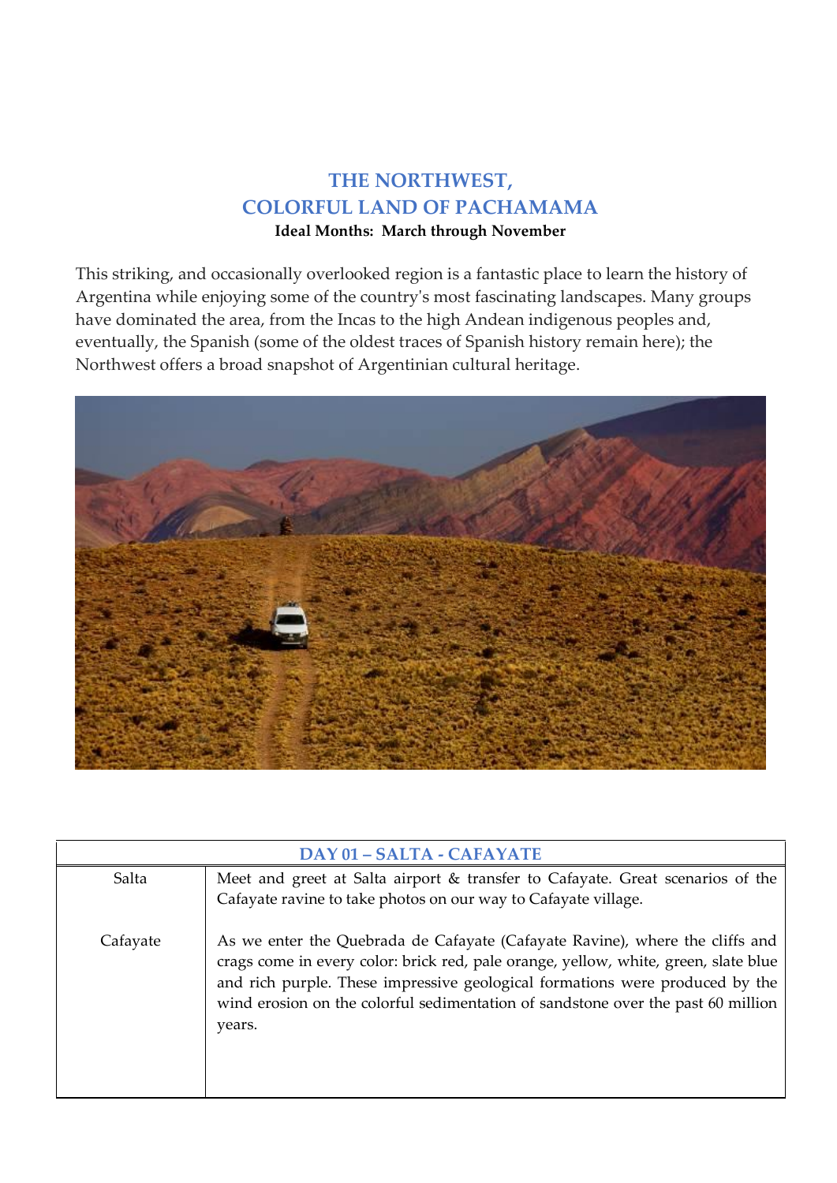# THE NORTHWEST, COLORFUL LAND OF PACHAMAMA

**Ideal Months: March through November**

This striking, and occasionally overlooked region is a fantastic place to learn the history of Argentina while enjoying some of the country's most fascinating landscapes. Many groups have dominated the area, from the Incas to the high Andean indigenous peoples and, eventually, the Spanish (some of the oldest traces of Spanish history remain here); the Northwest offers a broad snapshot of Argentinian cultural heritage.

| DAY 01 – SALTA - CAFAYATE | |
|---|---|
| Salta | Meet and greet at Salta airport & transfer to Cafayate. Great scenarios of the Cafayate ravine to take photos on our way to Cafayate village. |
| Cafayate | As we enter the Quebrada de Cafayate (Cafayate Ravine), where the cliffs and crags come in every color: brick red, pale orange, yellow, white, green, slate blue and rich purple. These impressive geological formations were produced by the wind erosion on the colorful sedimentation of sandstone over the past 60 million years. |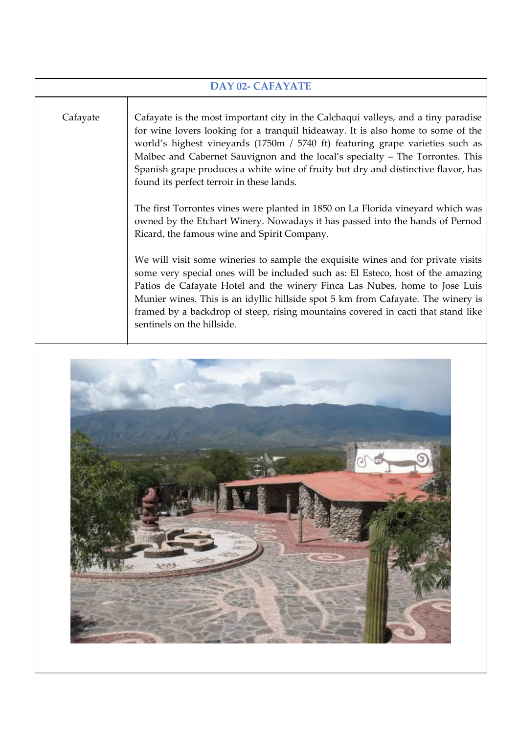| DAY 02- CAFAYATE | |
|---|---|
| Cafayate | Cafayate is the most important city in the Calchaqui valleys, and a tiny paradise for wine lovers looking for a tranquil hideaway. It is also home to some of the world's highest vineyards (1750m / 5740 ft) featuring grape varieties such as Malbec and Cabernet Sauvignon and the local's specialty – The Torrontes. This Spanish grape produces a white wine of fruity but dry and distinctive flavor, has found its perfect terroir in these lands.<br><br>The first Torrontes vines were planted in 1850 on La Florida vineyard which was owned by the Etchart Winery. Nowadays it has passed into the hands of Pernod Ricard, the famous wine and Spirit Company.<br><br>We will visit some wineries to sample the exquisite wines and for private visits some very special ones will be included such as: El Esteco, host of the amazing Patios de Cafayate Hotel and the winery Finca Las Nubes, home to Jose Luis Munier wines. This is an idyllic hillside spot 5 km from Cafayate. The winery is framed by a backdrop of steep, rising mountains covered in cacti that stand like sentinels on the hillside. |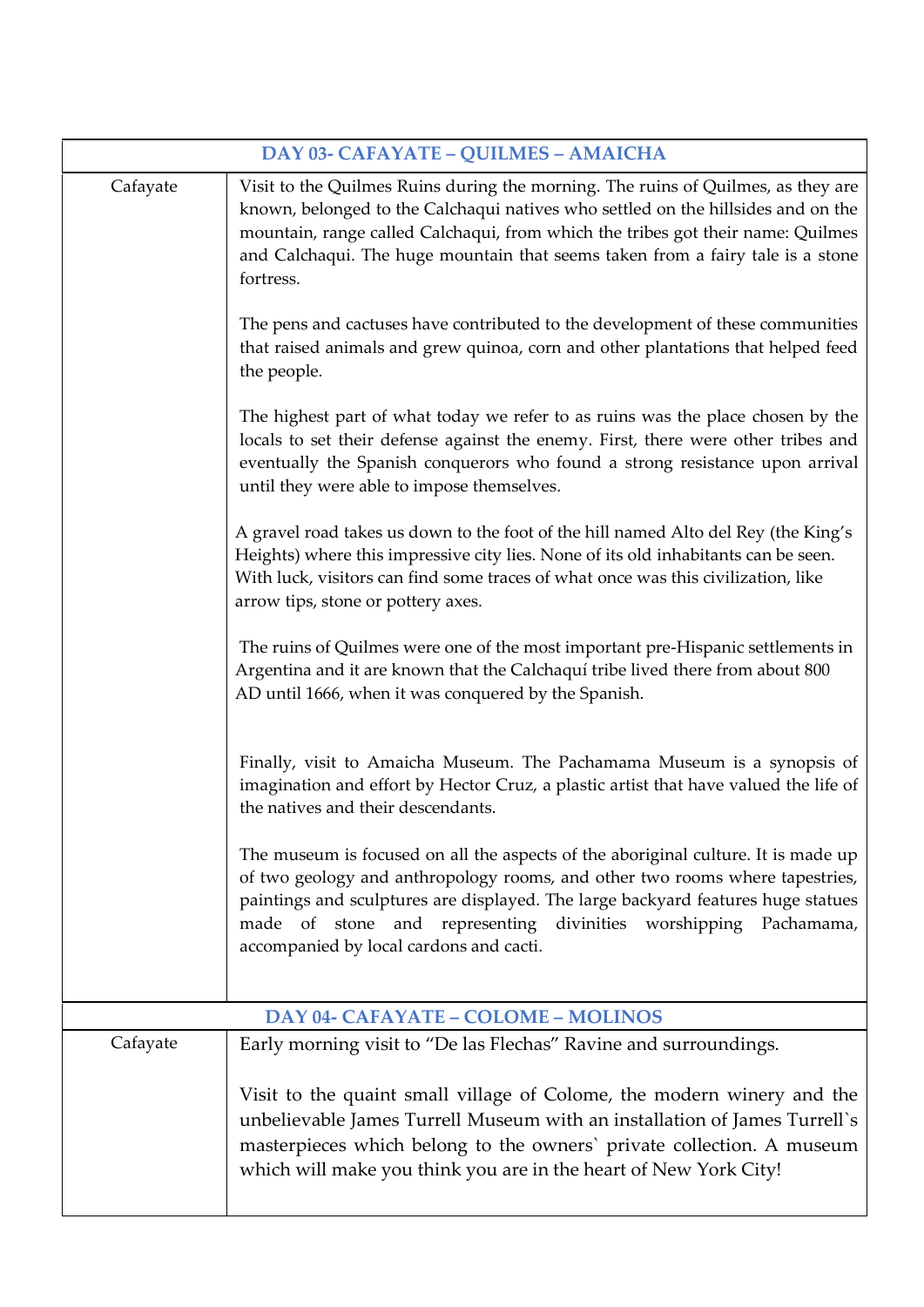| DAY 03- CAFAYATE – QUILMES – AMAICHA | |
|---|---|
| Cafayate | Visit to the Quilmes Ruins during the morning. The ruins of Quilmes, as they are known, belonged to the Calchaqui natives who settled on the hillsides and on the mountain, range called Calchaqui, from which the tribes got their name: Quilmes and Calchaqui. The huge mountain that seems taken from a fairy tale is a stone fortress.<br><br>The pens and cactuses have contributed to the development of these communities that raised animals and grew quinoa, corn and other plantations that helped feed the people.<br><br>The highest part of what today we refer to as ruins was the place chosen by the locals to set their defense against the enemy. First, there were other tribes and eventually the Spanish conquerors who found a strong resistance upon arrival until they were able to impose themselves.<br><br>A gravel road takes us down to the foot of the hill named Alto del Rey (the King's Heights) where this impressive city lies. None of its old inhabitants can be seen. With luck, visitors can find some traces of what once was this civilization, like arrow tips, stone or pottery axes.<br><br>The ruins of Quilmes were one of the most important pre-Hispanic settlements in Argentina and it are known that the Calchaquí tribe lived there from about 800 AD until 1666, when it was conquered by the Spanish.<br><br>Finally, visit to Amaicha Museum. The Pachamama Museum is a synopsis of imagination and effort by Hector Cruz, a plastic artist that have valued the life of the natives and their descendants.<br><br>The museum is focused on all the aspects of the aboriginal culture. It is made up of two geology and anthropology rooms, and other two rooms where tapestries, paintings and sculptures are displayed. The large backyard features huge statues made of stone and representing divinities worshipping Pachamama, accompanied by local cardons and cacti. |
| **DAY 04- CAFAYATE – COLOME – MOLINOS** | |
| Cafayate | Early morning visit to "De las Flechas" Ravine and surroundings.<br><br>Visit to the quaint small village of Colome, the modern winery and the unbelievable James Turrell Museum with an installation of James Turrell`s masterpieces which belong to the owners` private collection. A museum which will make you think you are in the heart of New York City! |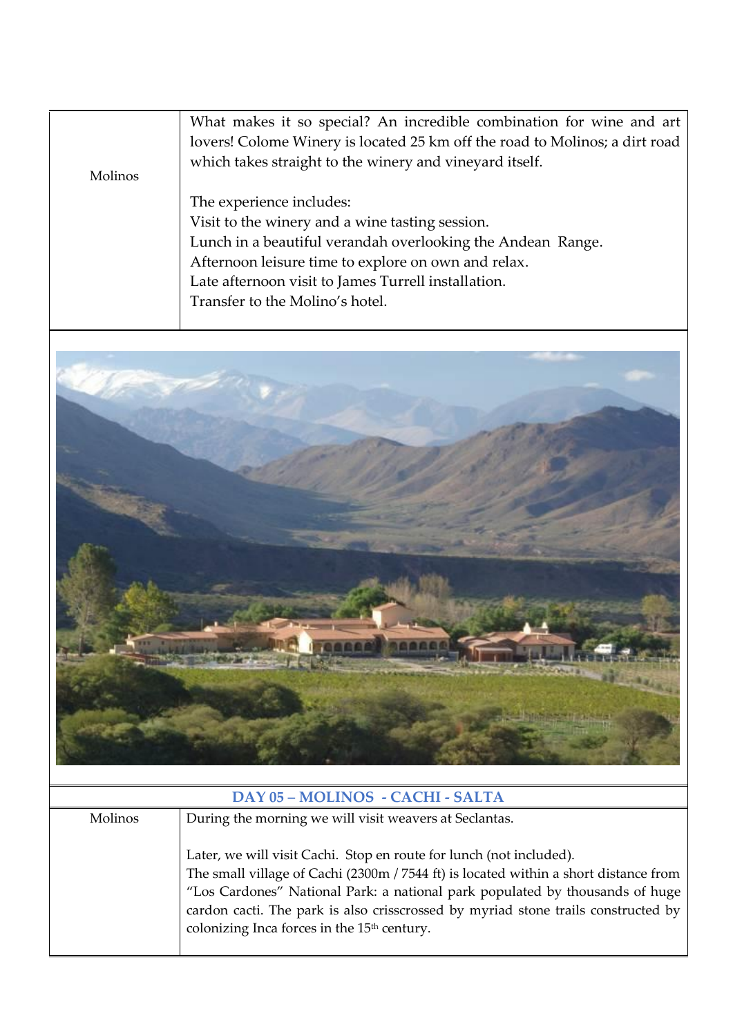| Molinos | What makes it so special? An incredible combination for wine and art lovers! Colome Winery is located 25 km off the road to Molinos; a dirt road which takes straight to the winery and vineyard itself.<br><br>The experience includes:<br>Visit to the winery and a wine tasting session.<br>Lunch in a beautiful verandah overlooking the Andean Range.<br>Afternoon leisure time to explore on own and relax.<br>Late afternoon visit to James Turrell installation.<br>Transfer to the Molino's hotel. |
|---|---|

## DAY 05 – MOLINOS - CACHI - SALTA

| Molinos | During the morning we will visit weavers at Seclantas.<br><br>Later, we will visit Cachi. Stop en route for lunch (not included).<br>The small village of Cachi (2300m / 7544 ft) is located within a short distance from "Los Cardones" National Park: a national park populated by thousands of huge cardon cacti. The park is also crisscrossed by myriad stone trails constructed by colonizing Inca forces in the 15th century. |
|---|---|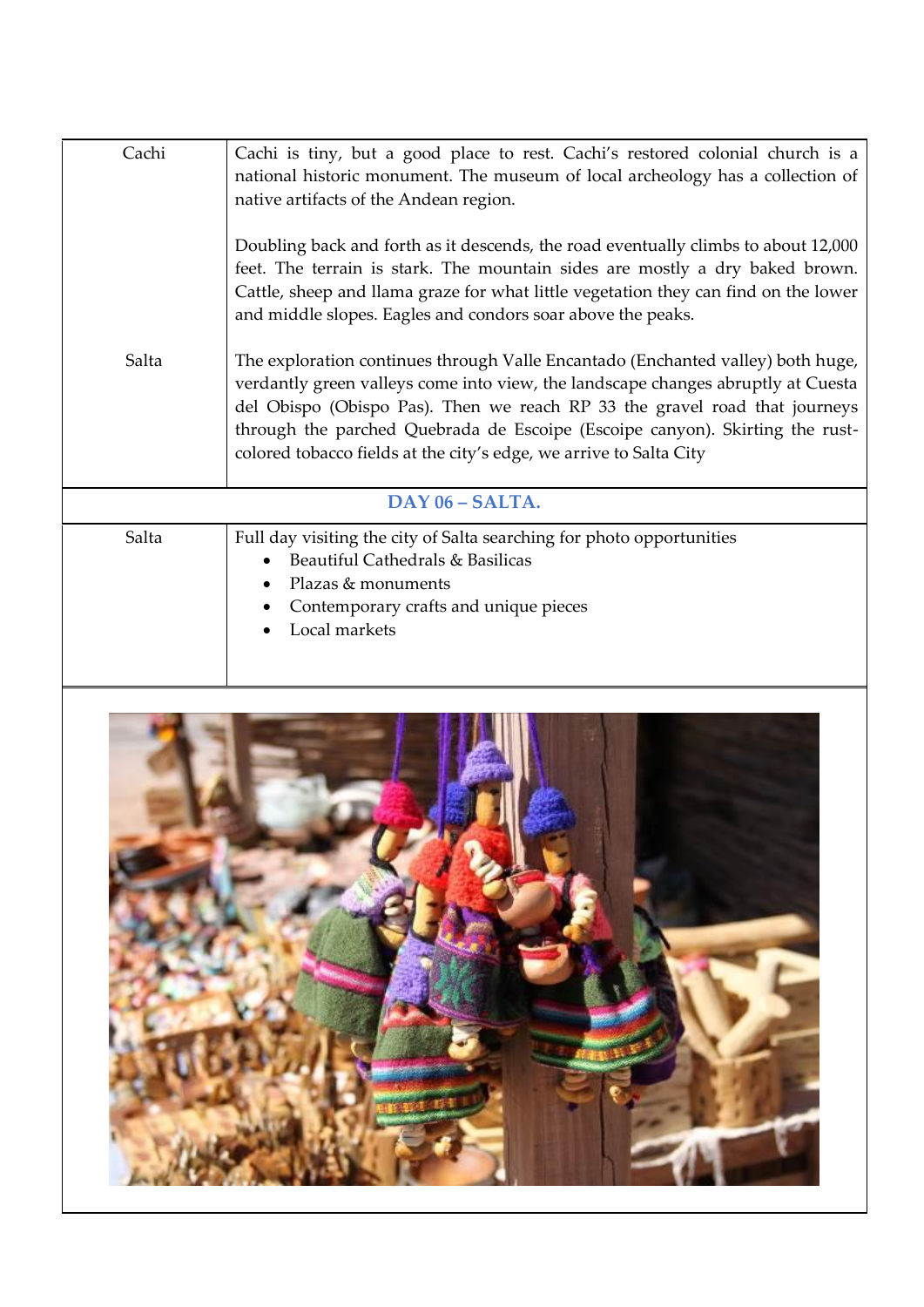| | |
|---|---|
| Cachi | Cachi is tiny, but a good place to rest. Cachi's restored colonial church is a national historic monument. The museum of local archeology has a collection of native artifacts of the Andean region.<br><br>Doubling back and forth as it descends, the road eventually climbs to about 12,000 feet. The terrain is stark. The mountain sides are mostly a dry baked brown. Cattle, sheep and llama graze for what little vegetation they can find on the lower and middle slopes. Eagles and condors soar above the peaks. |
| Salta | The exploration continues through Valle Encantado (Enchanted valley) both huge, verdantly green valleys come into view, the landscape changes abruptly at Cuesta del Obispo (Obispo Pas). Then we reach RP 33 the gravel road that journeys through the parched Quebrada de Escoipe (Escoipe canyon). Skirting the rust-colored tobacco fields at the city's edge, we arrive to Salta City |

## DAY 06 – SALTA.

| | |
|---|---|
| Salta | Full day visiting the city of Salta searching for photo opportunities<br>• Beautiful Cathedrals & Basilicas<br>• Plazas & monuments<br>• Contemporary crafts and unique pieces<br>• Local markets |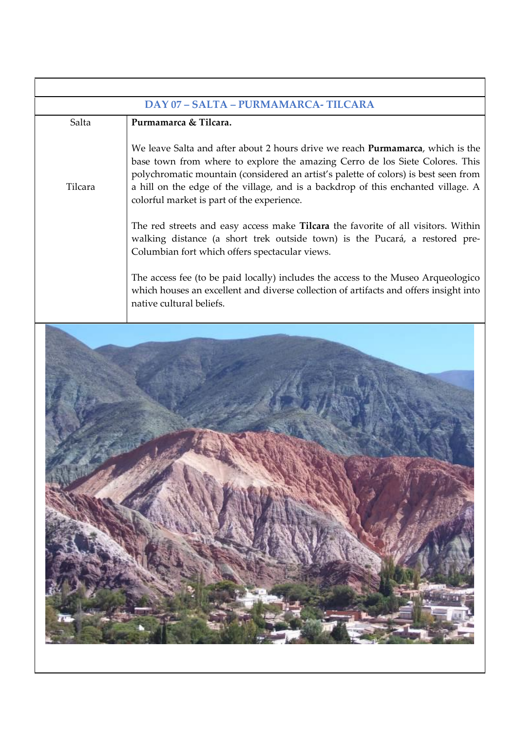| DAY 07 – SALTA – PURMAMARCA- TILCARA | |
|---|---|
| Salta<br><br>Tilcara | **Purmamarca & Tilcara.**<br><br>We leave Salta and after about 2 hours drive we reach **Purmamarca**, which is the base town from where to explore the amazing Cerro de los Siete Colores. This polychromatic mountain (considered an artist's palette of colors) is best seen from a hill on the edge of the village, and is a backdrop of this enchanted village. A colorful market is part of the experience.<br><br>The red streets and easy access make **Tilcara** the favorite of all visitors. Within walking distance (a short trek outside town) is the Pucará, a restored pre-Columbian fort which offers spectacular views.<br><br>The access fee (to be paid locally) includes the access to the Museo Arqueologico which houses an excellent and diverse collection of artifacts and offers insight into native cultural beliefs. |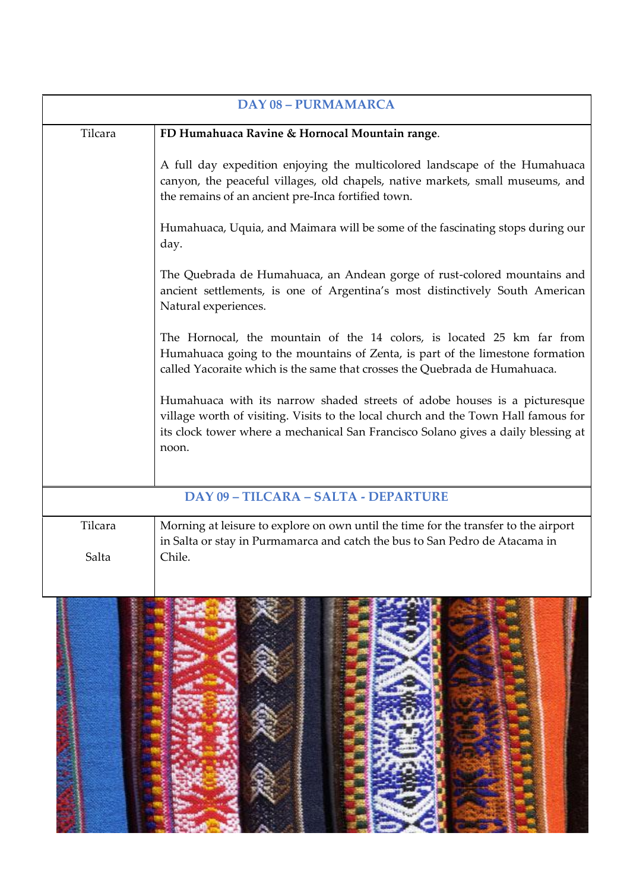| DAY 08 – PURMAMARCA | |
|---|---|
| Tilcara | **FD Humahuaca Ravine & Hornocal Mountain range**.<br><br>A full day expedition enjoying the multicolored landscape of the Humahuaca canyon, the peaceful villages, old chapels, native markets, small museums, and the remains of an ancient pre-Inca fortified town.<br><br>Humahuaca, Uquia, and Maimara will be some of the fascinating stops during our day.<br><br>The Quebrada de Humahuaca, an Andean gorge of rust-colored mountains and ancient settlements, is one of Argentina's most distinctively South American Natural experiences.<br><br>The Hornocal, the mountain of the 14 colors, is located 25 km far from Humahuaca going to the mountains of Zenta, is part of the limestone formation called Yacoraite which is the same that crosses the Quebrada de Humahuaca.<br><br>Humahuaca with its narrow shaded streets of adobe houses is a picturesque village worth of visiting. Visits to the local church and the Town Hall famous for its clock tower where a mechanical San Francisco Solano gives a daily blessing at noon. |

| DAY 09 – TILCARA – SALTA - DEPARTURE | |
|---|---|
| Tilcara<br><br>Salta | Morning at leisure to explore on own until the time for the transfer to the airport in Salta or stay in Purmamarca and catch the bus to San Pedro de Atacama in Chile. |